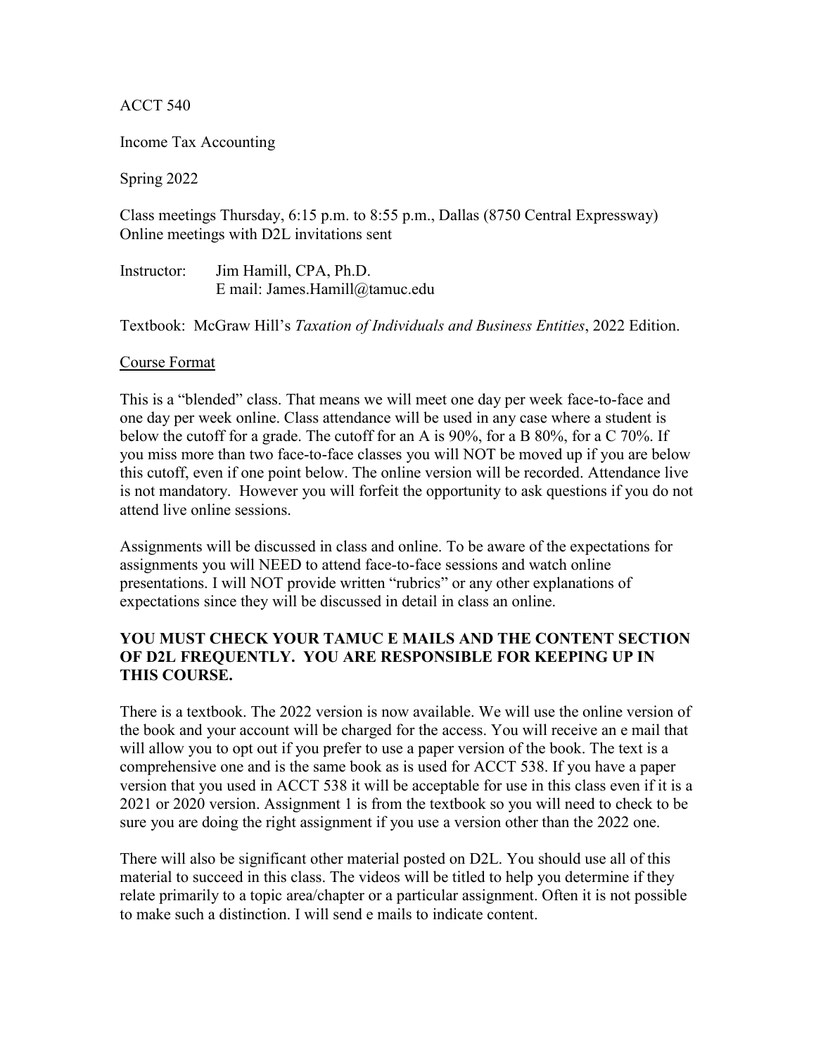ACCT 540

Income Tax Accounting

Spring 2022

Class meetings Thursday, 6:15 p.m. to 8:55 p.m., Dallas (8750 Central Expressway)
Online meetings with D2L invitations sent

Instructor: Jim Hamill, CPA, Ph.D.
E mail: James.Hamill@tamuc.edu

Textbook: McGraw Hill's *Taxation of Individuals and Business Entities*, 2022 Edition.

## Course Format

This is a "blended" class. That means we will meet one day per week face-to-face and one day per week online. Class attendance will be used in any case where a student is below the cutoff for a grade. The cutoff for an A is 90%, for a B 80%, for a C 70%. If you miss more than two face-to-face classes you will NOT be moved up if you are below this cutoff, even if one point below. The online version will be recorded. Attendance live is not mandatory. However you will forfeit the opportunity to ask questions if you do not attend live online sessions.

Assignments will be discussed in class and online. To be aware of the expectations for assignments you will NEED to attend face-to-face sessions and watch online presentations. I will NOT provide written "rubrics" or any other explanations of expectations since they will be discussed in detail in class an online.

**YOU MUST CHECK YOUR TAMUC E MAILS AND THE CONTENT SECTION OF D2L FREQUENTLY. YOU ARE RESPONSIBLE FOR KEEPING UP IN THIS COURSE.**

There is a textbook. The 2022 version is now available. We will use the online version of the book and your account will be charged for the access. You will receive an e mail that will allow you to opt out if you prefer to use a paper version of the book. The text is a comprehensive one and is the same book as is used for ACCT 538. If you have a paper version that you used in ACCT 538 it will be acceptable for use in this class even if it is a 2021 or 2020 version. Assignment 1 is from the textbook so you will need to check to be sure you are doing the right assignment if you use a version other than the 2022 one.

There will also be significant other material posted on D2L. You should use all of this material to succeed in this class. The videos will be titled to help you determine if they relate primarily to a topic area/chapter or a particular assignment. Often it is not possible to make such a distinction. I will send e mails to indicate content.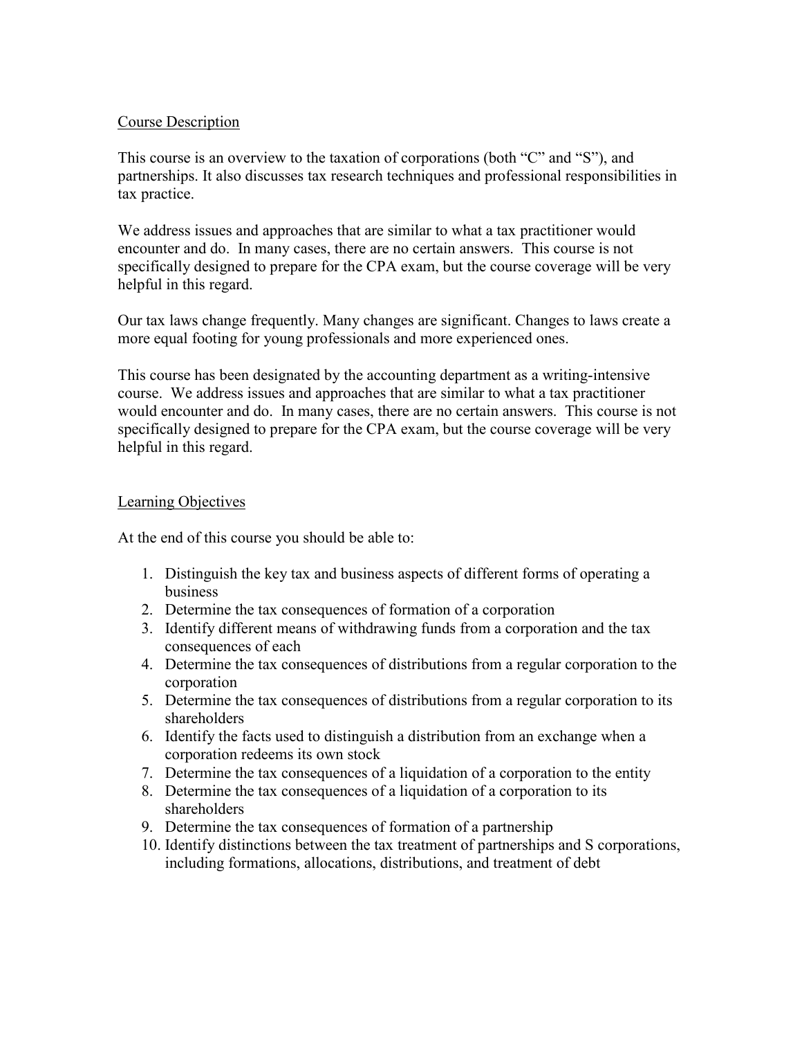Course Description

This course is an overview to the taxation of corporations (both "C" and "S"), and partnerships. It also discusses tax research techniques and professional responsibilities in tax practice.

We address issues and approaches that are similar to what a tax practitioner would encounter and do. In many cases, there are no certain answers. This course is not specifically designed to prepare for the CPA exam, but the course coverage will be very helpful in this regard.

Our tax laws change frequently. Many changes are significant. Changes to laws create a more equal footing for young professionals and more experienced ones.

This course has been designated by the accounting department as a writing-intensive course. We address issues and approaches that are similar to what a tax practitioner would encounter and do. In many cases, there are no certain answers. This course is not specifically designed to prepare for the CPA exam, but the course coverage will be very helpful in this regard.

Learning Objectives

At the end of this course you should be able to:

1. Distinguish the key tax and business aspects of different forms of operating a business
2. Determine the tax consequences of formation of a corporation
3. Identify different means of withdrawing funds from a corporation and the tax consequences of each
4. Determine the tax consequences of distributions from a regular corporation to the corporation
5. Determine the tax consequences of distributions from a regular corporation to its shareholders
6. Identify the facts used to distinguish a distribution from an exchange when a corporation redeems its own stock
7. Determine the tax consequences of a liquidation of a corporation to the entity
8. Determine the tax consequences of a liquidation of a corporation to its shareholders
9. Determine the tax consequences of formation of a partnership
10. Identify distinctions between the tax treatment of partnerships and S corporations, including formations, allocations, distributions, and treatment of debt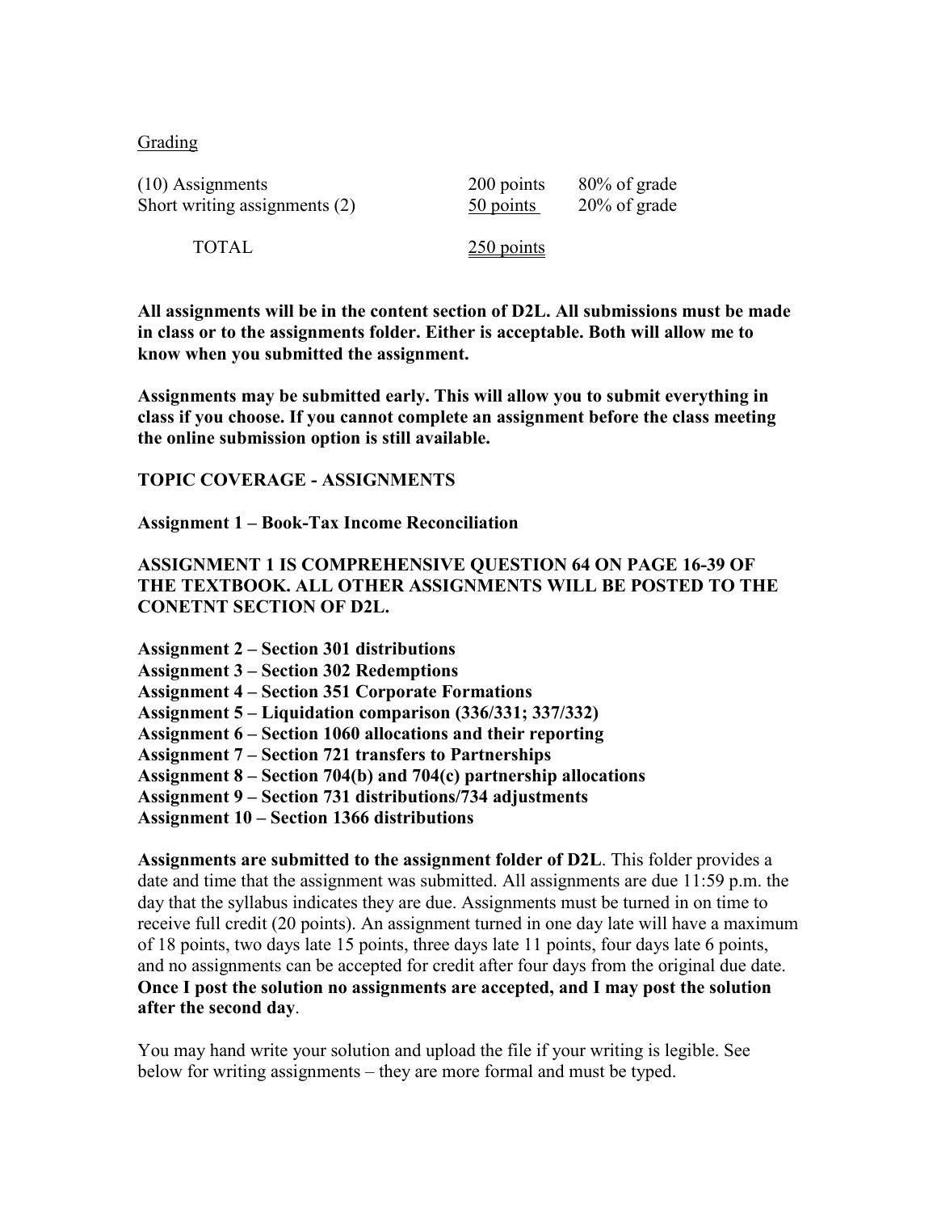Grading

| | | |
|---|---|---|
| (10) Assignments | 200 points | 80% of grade |
| Short writing assignments (2) | 50 points | 20% of grade |
| TOTAL | 250 points | |

**All assignments will be in the content section of D2L. All submissions must be made in class or to the assignments folder. Either is acceptable. Both will allow me to know when you submitted the assignment.**

**Assignments may be submitted early. This will allow you to submit everything in class if you choose. If you cannot complete an assignment before the class meeting the online submission option is still available.**

**TOPIC COVERAGE - ASSIGNMENTS**

**Assignment 1 – Book-Tax Income Reconciliation**

**ASSIGNMENT 1 IS COMPREHENSIVE QUESTION 64 ON PAGE 16-39 OF THE TEXTBOOK. ALL OTHER ASSIGNMENTS WILL BE POSTED TO THE CONETNT SECTION OF D2L.**

**Assignment 2 – Section 301 distributions**
**Assignment 3 – Section 302 Redemptions**
**Assignment 4 – Section 351 Corporate Formations**
**Assignment 5 – Liquidation comparison (336/331; 337/332)**
**Assignment 6 – Section 1060 allocations and their reporting**
**Assignment 7 – Section 721 transfers to Partnerships**
**Assignment 8 – Section 704(b) and 704(c) partnership allocations**
**Assignment 9 – Section 731 distributions/734 adjustments**
**Assignment 10 – Section 1366 distributions**

**Assignments are submitted to the assignment folder of D2L**. This folder provides a date and time that the assignment was submitted. All assignments are due 11:59 p.m. the day that the syllabus indicates they are due. Assignments must be turned in on time to receive full credit (20 points). An assignment turned in one day late will have a maximum of 18 points, two days late 15 points, three days late 11 points, four days late 6 points, and no assignments can be accepted for credit after four days from the original due date. **Once I post the solution no assignments are accepted, and I may post the solution after the second day**.

You may hand write your solution and upload the file if your writing is legible. See below for writing assignments – they are more formal and must be typed.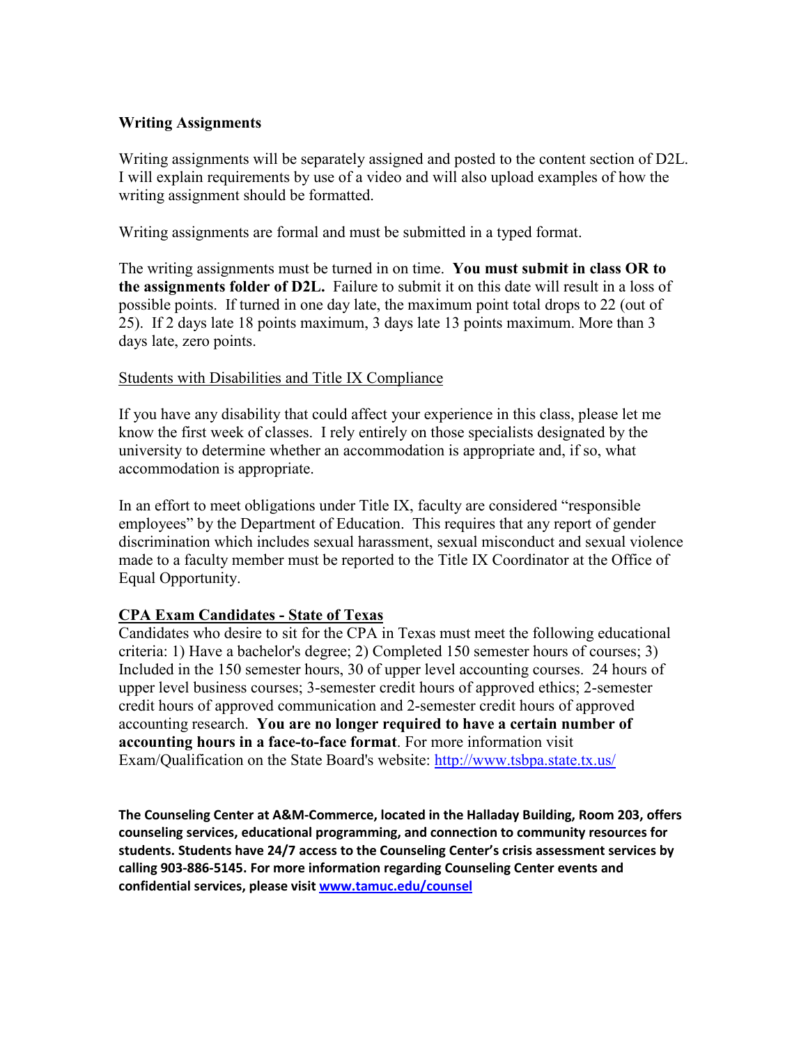### Writing Assignments

Writing assignments will be separately assigned and posted to the content section of D2L. I will explain requirements by use of a video and will also upload examples of how the writing assignment should be formatted.

Writing assignments are formal and must be submitted in a typed format.

The writing assignments must be turned in on time. **You must submit in class OR to the assignments folder of D2L.** Failure to submit it on this date will result in a loss of possible points. If turned in one day late, the maximum point total drops to 22 (out of 25). If 2 days late 18 points maximum, 3 days late 13 points maximum. More than 3 days late, zero points.

<u>Students with Disabilities and Title IX Compliance</u>

If you have any disability that could affect your experience in this class, please let me know the first week of classes. I rely entirely on those specialists designated by the university to determine whether an accommodation is appropriate and, if so, what accommodation is appropriate.

In an effort to meet obligations under Title IX, faculty are considered "responsible employees" by the Department of Education. This requires that any report of gender discrimination which includes sexual harassment, sexual misconduct and sexual violence made to a faculty member must be reported to the Title IX Coordinator at the Office of Equal Opportunity.

### CPA Exam Candidates - State of Texas

Candidates who desire to sit for the CPA in Texas must meet the following educational criteria: 1) Have a bachelor's degree; 2) Completed 150 semester hours of courses; 3) Included in the 150 semester hours, 30 of upper level accounting courses. 24 hours of upper level business courses; 3-semester credit hours of approved ethics; 2-semester credit hours of approved communication and 2-semester credit hours of approved accounting research. **You are no longer required to have a certain number of accounting hours in a face-to-face format**. For more information visit Exam/Qualification on the State Board's website: http://www.tsbpa.state.tx.us/

**The Counseling Center at A&M-Commerce, located in the Halladay Building, Room 203, offers counseling services, educational programming, and connection to community resources for students. Students have 24/7 access to the Counseling Center's crisis assessment services by calling 903-886-5145. For more information regarding Counseling Center events and confidential services, please visit www.tamuc.edu/counsel**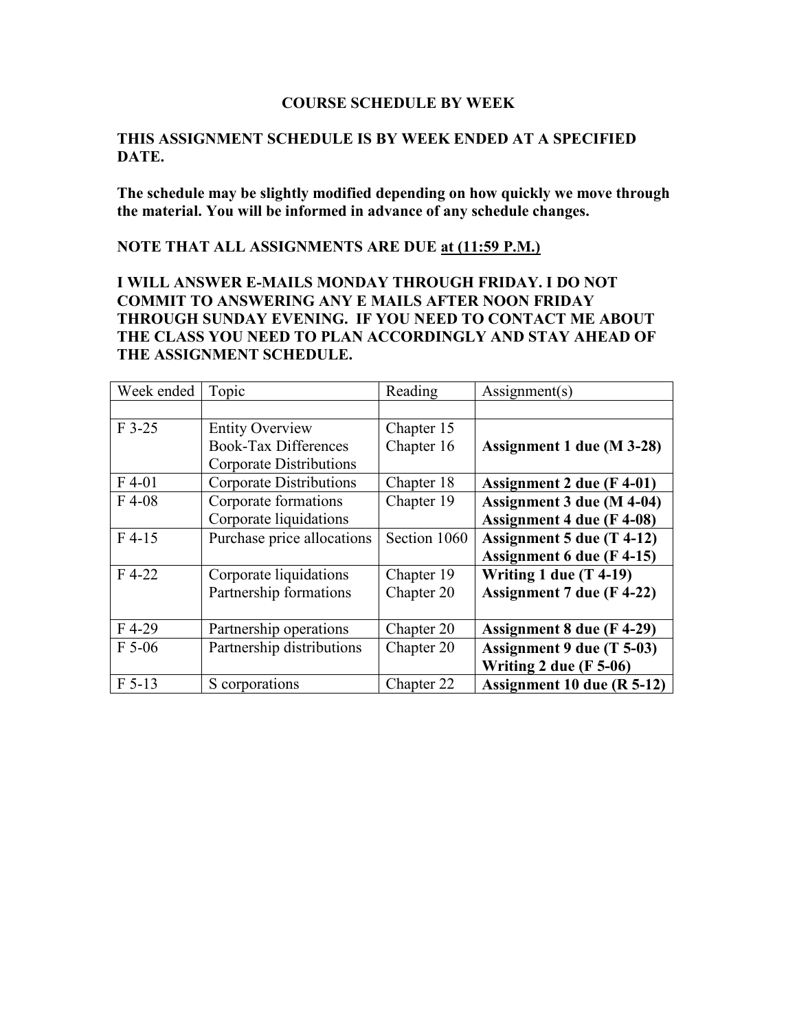# COURSE SCHEDULE BY WEEK

**THIS ASSIGNMENT SCHEDULE IS BY WEEK ENDED AT A SPECIFIED DATE.**

**The schedule may be slightly modified depending on how quickly we move through the material. You will be informed in advance of any schedule changes.**

**NOTE THAT ALL ASSIGNMENTS ARE DUE <u>at (11:59 P.M.)</u>**

**I WILL ANSWER E-MAILS MONDAY THROUGH FRIDAY. I DO NOT COMMIT TO ANSWERING ANY E MAILS AFTER NOON FRIDAY THROUGH SUNDAY EVENING. IF YOU NEED TO CONTACT ME ABOUT THE CLASS YOU NEED TO PLAN ACCORDINGLY AND STAY AHEAD OF THE ASSIGNMENT SCHEDULE.**

| Week ended | Topic | Reading | Assignment(s) |
|---|---|---|---|
| | | | |
| F 3-25 | Entity Overview<br>Book-Tax Differences<br>Corporate Distributions | Chapter 15<br>Chapter 16 | **Assignment 1 due (M 3-28)** |
| F 4-01 | Corporate Distributions | Chapter 18 | **Assignment 2 due (F 4-01)** |
| F 4-08 | Corporate formations<br>Corporate liquidations | Chapter 19 | **Assignment 3 due (M 4-04)**<br>**Assignment 4 due (F 4-08)** |
| F 4-15 | Purchase price allocations | Section 1060 | **Assignment 5 due (T 4-12)**<br>**Assignment 6 due (F 4-15)** |
| F 4-22 | Corporate liquidations<br>Partnership formations | Chapter 19<br>Chapter 20 | **Writing 1 due (T 4-19)**<br>**Assignment 7 due (F 4-22)** |
| F 4-29 | Partnership operations | Chapter 20 | **Assignment 8 due (F 4-29)** |
| F 5-06 | Partnership distributions | Chapter 20 | **Assignment 9 due (T 5-03)**<br>**Writing 2 due (F 5-06)** |
| F 5-13 | S corporations | Chapter 22 | **Assignment 10 due (R 5-12)** |